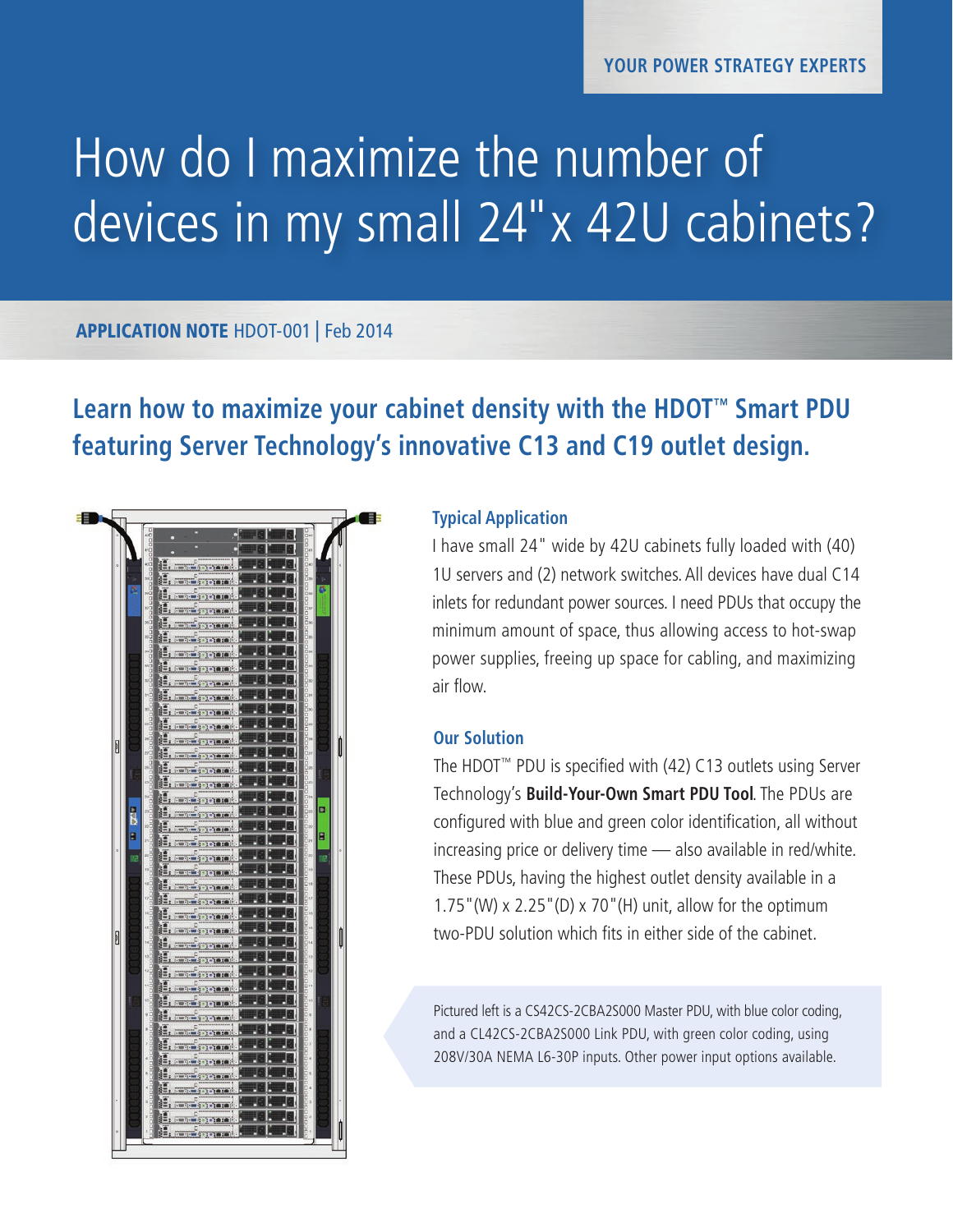YOUR POWER STRATEGY EXPERTS

# How do I maximize the number of devices in my small 24"x 42U cabinets?

**APPLICATION NOTE** HDOT-001 | Feb 2014

## Learn how to maximize your cabinet density with the HDOT™ Smart PDU featuring Server Technology's innovative C13 and C19 outlet design.

### Typical Application

I have small 24" wide by 42U cabinets fully loaded with (40) 1U servers and (2) network switches. All devices have dual C14 inlets for redundant power sources. I need PDUs that occupy the minimum amount of space, thus allowing access to hot-swap power supplies, freeing up space for cabling, and maximizing air flow.

### Our Solution

The HDOT™ PDU is specified with (42) C13 outlets using Server Technology's **Build-Your-Own Smart PDU Tool**. The PDUs are configured with blue and green color identification, all without increasing price or delivery time — also available in red/white. These PDUs, having the highest outlet density available in a 1.75"(W) x 2.25"(D) x 70"(H) unit, allow for the optimum two-PDU solution which fits in either side of the cabinet.

Pictured left is a CS42CS-2CBA2S000 Master PDU, with blue color coding, and a CL42CS-2CBA2S000 Link PDU, with green color coding, using 208V/30A NEMA L6-30P inputs. Other power input options available.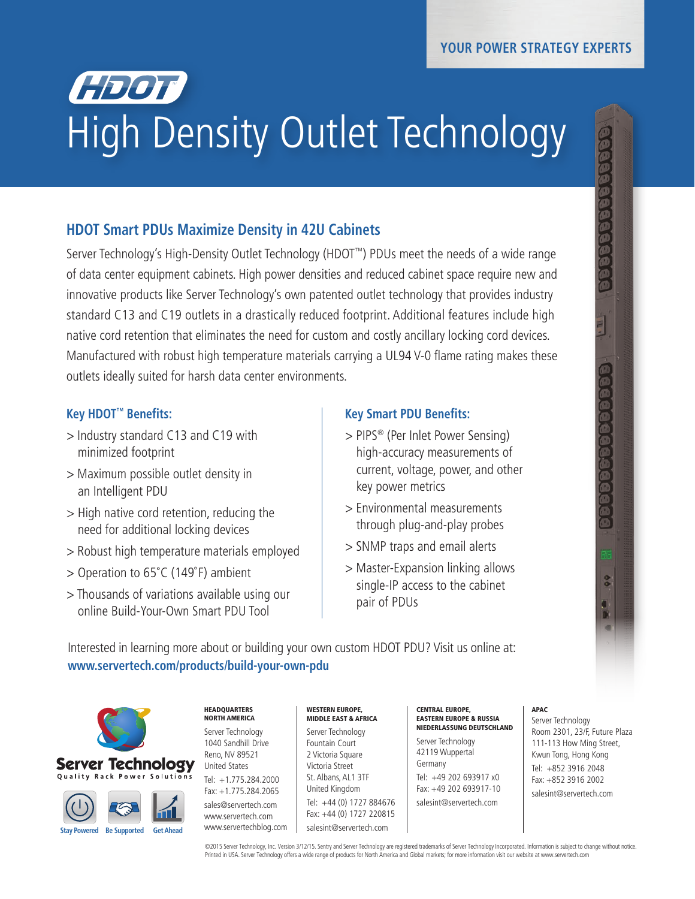YOUR POWER STRATEGY EXPERTS

# HDOT™ High Density Outlet Technology

## HDOT Smart PDUs Maximize Density in 42U Cabinets

Server Technology's High-Density Outlet Technology (HDOT™) PDUs meet the needs of a wide range of data center equipment cabinets. High power densities and reduced cabinet space require new and innovative products like Server Technology's own patented outlet technology that provides industry standard C13 and C19 outlets in a drastically reduced footprint. Additional features include high native cord retention that eliminates the need for custom and costly ancillary locking cord devices. Manufactured with robust high temperature materials carrying a UL94 V-0 flame rating makes these outlets ideally suited for harsh data center environments.

### Key HDOT™ Benefits:

> Industry standard C13 and C19 with minimized footprint

> Maximum possible outlet density in an Intelligent PDU

> High native cord retention, reducing the need for additional locking devices

> Robust high temperature materials employed

> Operation to 65˚C (149˚F) ambient

> Thousands of variations available using our online Build-Your-Own Smart PDU Tool

### Key Smart PDU Benefits:

> PIPS® (Per Inlet Power Sensing) high-accuracy measurements of current, voltage, power, and other key power metrics

> Environmental measurements through plug-and-play probes

> SNMP traps and email alerts

> Master-Expansion linking allows single-IP access to the cabinet pair of PDUs

Interested in learning more about or building your own custom HDOT PDU? Visit us online at:
**www.servertech.com/products/build-your-own-pdu**

Server Technology
Quality Rack Power Solutions

Stay Powered Be Supported Get Ahead

**HEADQUARTERS NORTH AMERICA**
Server Technology
1040 Sandhill Drive
Reno, NV 89521
United States
Tel: +1.775.284.2000
Fax: +1.775.284.2065
sales@servertech.com
www.servertech.com
www.servertechblog.com

**WESTERN EUROPE, MIDDLE EAST & AFRICA**
Server Technology
Fountain Court
2 Victoria Square
Victoria Street
St. Albans, AL1 3TF
United Kingdom
Tel: +44 (0) 1727 884676
Fax: +44 (0) 1727 220815
salesint@servertech.com

**CENTRAL EUROPE, EASTERN EUROPE & RUSSIA NIEDERLASSUNG DEUTSCHLAND**
Server Technology
42119 Wuppertal
Germany
Tel: +49 202 693917 x0
Fax: +49 202 693917-10
salesint@servertech.com

**APAC**
Server Technology
Room 2301, 23/F, Future Plaza
111-113 How Ming Street,
Kwun Tong, Hong Kong
Tel: +852 3916 2048
Fax: +852 3916 2002
salesint@servertech.com

©2015 Server Technology, Inc. Version 3/12/15. Sentry and Server Technology are registered trademarks of Server Technology Incorporated. Information is subject to change without notice. Printed in USA. Server Technology offers a wide range of products for North American and Global markets; for more information visit our website at www.servertech.com